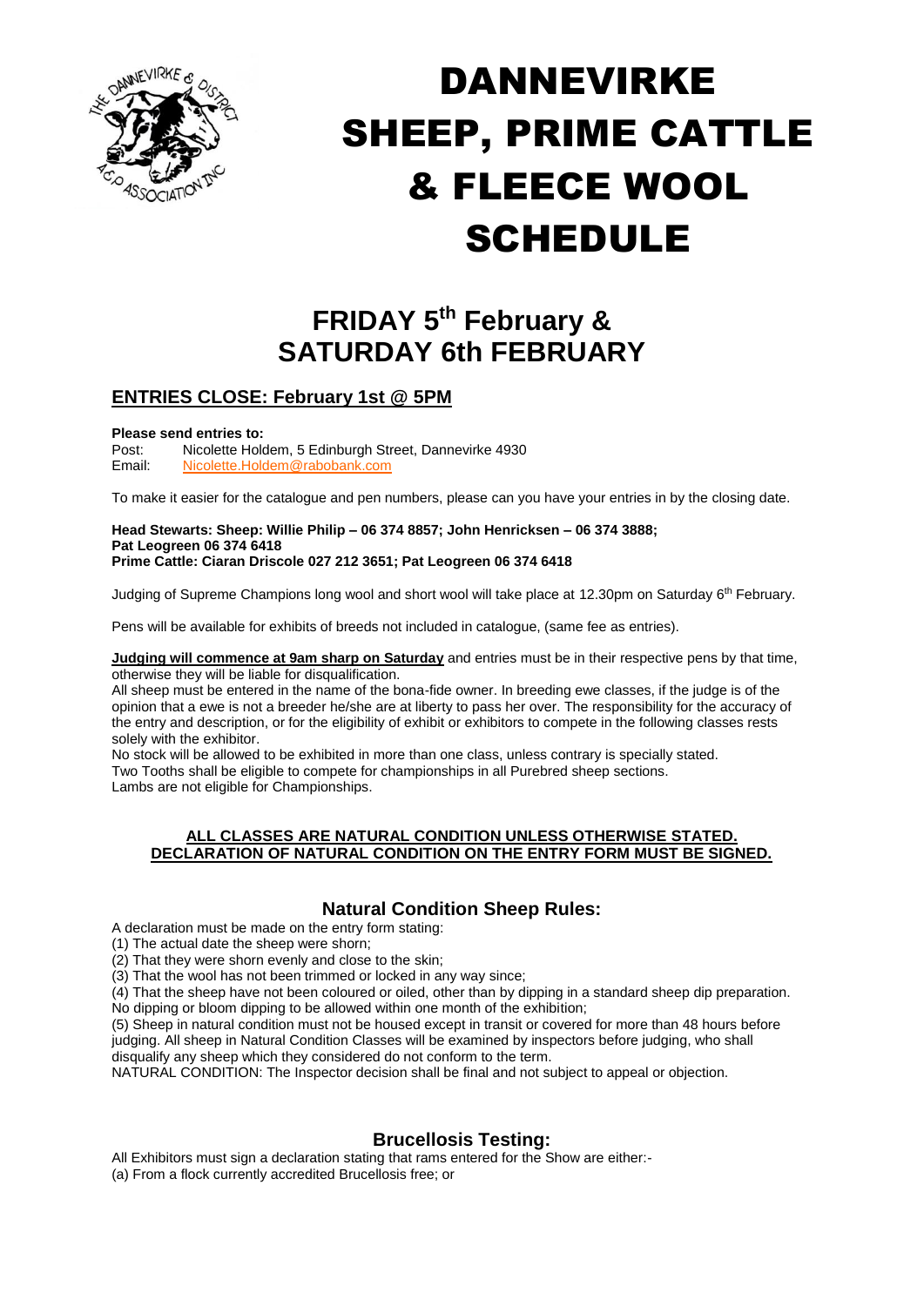# DANNEVIRKE SHEEP, PRIME CATTLE & FLEECE WOOL SCHEDULE

## FRIDAY 5th February & SATURDAY 6th FEBRUARY

### ENTRIES CLOSE: February 1st @ 5PM

**Please send entries to:**
Post: Nicolette Holdem, 5 Edinburgh Street, Dannevirke 4930
Email: Nicolette.Holdem@rabobank.com

To make it easier for the catalogue and pen numbers, please can you have your entries in by the closing date.

**Head Stewarts: Sheep: Willie Philip – 06 374 8857; John Henricksen – 06 374 3888; Pat Leogreen 06 374 6418**
**Prime Cattle: Ciaran Driscole 027 212 3651; Pat Leogreen 06 374 6418**

Judging of Supreme Champions long wool and short wool will take place at 12.30pm on Saturday 6th February.

Pens will be available for exhibits of breeds not included in catalogue, (same fee as entries).

**Judging will commence at 9am sharp on Saturday** and entries must be in their respective pens by that time, otherwise they will be liable for disqualification.
All sheep must be entered in the name of the bona-fide owner. In breeding ewe classes, if the judge is of the opinion that a ewe is not a breeder he/she are at liberty to pass her over. The responsibility for the accuracy of the entry and description, or for the eligibility of exhibit or exhibitors to compete in the following classes rests solely with the exhibitor.
No stock will be allowed to be exhibited in more than one class, unless contrary is specially stated.
Two Tooths shall be eligible to compete for championships in all Purebred sheep sections.
Lambs are not eligible for Championships.

**ALL CLASSES ARE NATURAL CONDITION UNLESS OTHERWISE STATED. DECLARATION OF NATURAL CONDITION ON THE ENTRY FORM MUST BE SIGNED.**

## Natural Condition Sheep Rules:

A declaration must be made on the entry form stating:
(1) The actual date the sheep were shorn;
(2) That they were shorn evenly and close to the skin;
(3) That the wool has not been trimmed or locked in any way since;
(4) That the sheep have not been coloured or oiled, other than by dipping in a standard sheep dip preparation. No dipping or bloom dipping to be allowed within one month of the exhibition;
(5) Sheep in natural condition must not be housed except in transit or covered for more than 48 hours before judging. All sheep in Natural Condition Classes will be examined by inspectors before judging, who shall disqualify any sheep which they considered do not conform to the term.
NATURAL CONDITION: The Inspector decision shall be final and not subject to appeal or objection.

## Brucellosis Testing:

All Exhibitors must sign a declaration stating that rams entered for the Show are either:-
(a) From a flock currently accredited Brucellosis free; or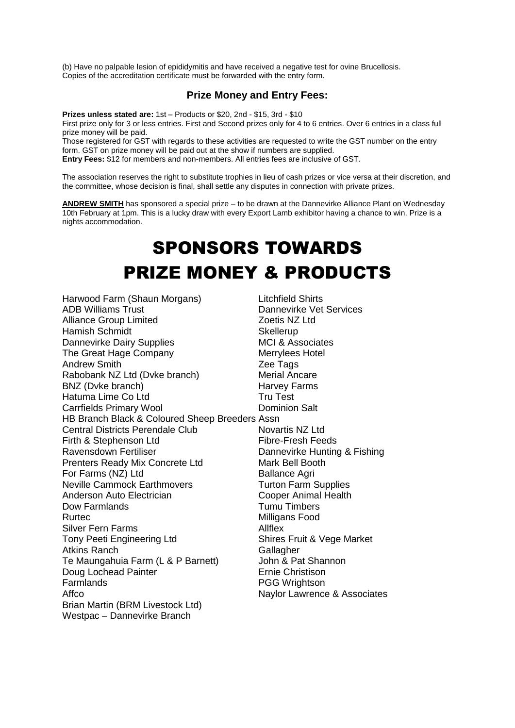(b) Have no palpable lesion of epididymitis and have received a negative test for ovine Brucellosis.
Copies of the accreditation certificate must be forwarded with the entry form.

### Prize Money and Entry Fees:

**Prizes unless stated are:** 1st – Products or $20, 2nd - $15, 3rd - $10
First prize only for 3 or less entries. First and Second prizes only for 4 to 6 entries. Over 6 entries in a class full prize money will be paid.
Those registered for GST with regards to these activities are requested to write the GST number on the entry form. GST on prize money will be paid out at the show if numbers are supplied.
**Entry Fees:** $12 for members and non-members. All entries fees are inclusive of GST.

The association reserves the right to substitute trophies in lieu of cash prizes or vice versa at their discretion, and the committee, whose decision is final, shall settle any disputes in connection with private prizes.

**ANDREW SMITH** has sponsored a special prize – to be drawn at the Dannevirke Alliance Plant on Wednesday 10th February at 1pm. This is a lucky draw with every Export Lamb exhibitor having a chance to win. Prize is a nights accommodation.

# SPONSORS TOWARDS PRIZE MONEY & PRODUCTS

Harwood Farm (Shaun Morgans)
ADB Williams Trust
Alliance Group Limited
Hamish Schmidt
Dannevirke Dairy Supplies
The Great Hage Company
Andrew Smith
Rabobank NZ Ltd (Dvke branch)
BNZ (Dvke branch)
Hatuma Lime Co Ltd
Carrfields Primary Wool
HB Branch Black & Coloured Sheep Breeders Assn
Central Districts Perendale Club
Firth & Stephenson Ltd
Ravensdown Fertiliser
Prenters Ready Mix Concrete Ltd
For Farms (NZ) Ltd
Neville Cammock Earthmovers
Anderson Auto Electrician
Dow Farmlands
Rurtec
Silver Fern Farms
Tony Peeti Engineering Ltd
Atkins Ranch
Te Maungahuia Farm (L & P Barnett)
Doug Lochead Painter
Farmlands
Affco
Brian Martin (BRM Livestock Ltd)
Westpac – Dannevirke Branch
Litchfield Shirts
Dannevirke Vet Services
Zoetis NZ Ltd
Skellerup
MCI & Associates
Merrylees Hotel
Zee Tags
Merial Ancare
Harvey Farms
Tru Test
Dominion Salt
Novartis NZ Ltd
Fibre-Fresh Feeds
Dannevirke Hunting & Fishing
Mark Bell Booth
Ballance Agri
Turton Farm Supplies
Cooper Animal Health
Tumu Timbers
Milligans Food
Allflex
Shires Fruit & Vege Market
Gallagher
John & Pat Shannon
Ernie Christison
PGG Wrightson
Naylor Lawrence & Associates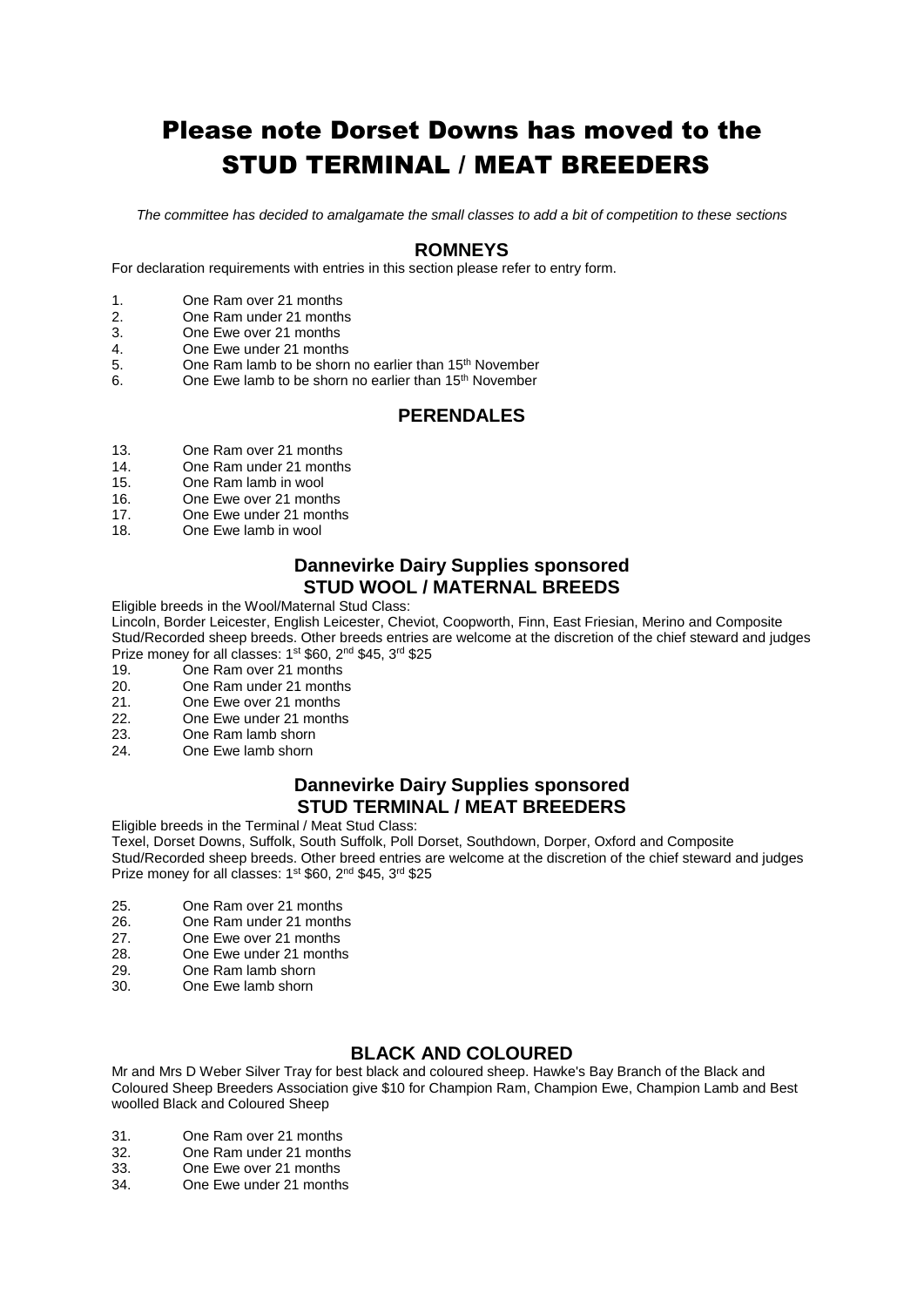# Please note Dorset Downs has moved to the STUD TERMINAL / MEAT BREEDERS

*The committee has decided to amalgamate the small classes to add a bit of competition to these sections*

## ROMNEYS

For declaration requirements with entries in this section please refer to entry form.

1. One Ram over 21 months
2. One Ram under 21 months
3. One Ewe over 21 months
4. One Ewe under 21 months
5. One Ram lamb to be shorn no earlier than 15th November
6. One Ewe lamb to be shorn no earlier than 15th November

## PERENDALES

13. One Ram over 21 months
14. One Ram under 21 months
15. One Ram lamb in wool
16. One Ewe over 21 months
17. One Ewe under 21 months
18. One Ewe lamb in wool

## Dannevirke Dairy Supplies sponsored STUD WOOL / MATERNAL BREEDS

Eligible breeds in the Wool/Maternal Stud Class:
Lincoln, Border Leicester, English Leicester, Cheviot, Coopworth, Finn, East Friesian, Merino and Composite Stud/Recorded sheep breeds. Other breeds entries are welcome at the discretion of the chief steward and judges
Prize money for all classes: 1st $60, 2nd $45, 3rd $25

19. One Ram over 21 months
20. One Ram under 21 months
21. One Ewe over 21 months
22. One Ewe under 21 months
23. One Ram lamb shorn
24. One Ewe lamb shorn

## Dannevirke Dairy Supplies sponsored STUD TERMINAL / MEAT BREEDERS

Eligible breeds in the Terminal / Meat Stud Class:
Texel, Dorset Downs, Suffolk, South Suffolk, Poll Dorset, Southdown, Dorper, Oxford and Composite Stud/Recorded sheep breeds. Other breed entries are welcome at the discretion of the chief steward and judges
Prize money for all classes: 1st $60, 2nd $45, 3rd $25

25. One Ram over 21 months
26. One Ram under 21 months
27. One Ewe over 21 months
28. One Ewe under 21 months
29. One Ram lamb shorn
30. One Ewe lamb shorn

## BLACK AND COLOURED

Mr and Mrs D Weber Silver Tray for best black and coloured sheep. Hawke's Bay Branch of the Black and Coloured Sheep Breeders Association give $10 for Champion Ram, Champion Ewe, Champion Lamb and Best woolled Black and Coloured Sheep

31. One Ram over 21 months
32. One Ram under 21 months
33. One Ewe over 21 months
34. One Ewe under 21 months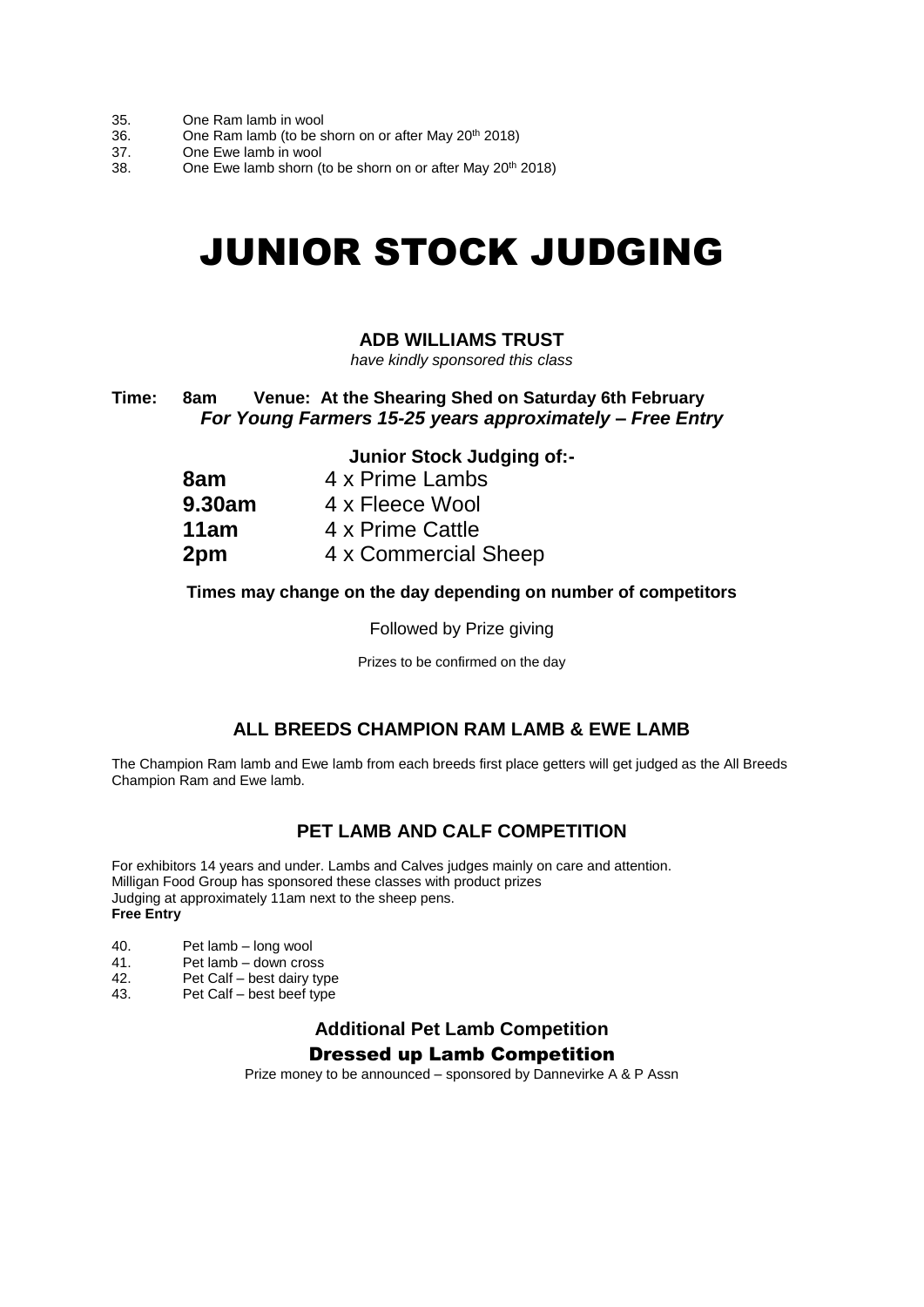35. One Ram lamb in wool
36. One Ram lamb (to be shorn on or after May 20th 2018)
37. One Ewe lamb in wool
38. One Ewe lamb shorn (to be shorn on or after May 20th 2018)

# JUNIOR STOCK JUDGING

**ADB WILLIAMS TRUST**

*have kindly sponsored this class*

**Time: 8am Venue: At the Shearing Shed on Saturday 6th February**
***For Young Farmers 15-25 years approximately – Free Entry***

**Junior Stock Judging of:-**

| | |
|---|---|
| **8am** | 4 x Prime Lambs |
| **9.30am** | 4 x Fleece Wool |
| **11am** | 4 x Prime Cattle |
| **2pm** | 4 x Commercial Sheep |

**Times may change on the day depending on number of competitors**

Followed by Prize giving

Prizes to be confirmed on the day

## ALL BREEDS CHAMPION RAM LAMB & EWE LAMB

The Champion Ram lamb and Ewe lamb from each breeds first place getters will get judged as the All Breeds Champion Ram and Ewe lamb.

## PET LAMB AND CALF COMPETITION

For exhibitors 14 years and under. Lambs and Calves judges mainly on care and attention.
Milligan Food Group has sponsored these classes with product prizes
Judging at approximately 11am next to the sheep pens.
**Free Entry**

40. Pet lamb – long wool
41. Pet lamb – down cross
42. Pet Calf – best dairy type
43. Pet Calf – best beef type

### Additional Pet Lamb Competition

### Dressed up Lamb Competition

Prize money to be announced – sponsored by Dannevirke A & P Assn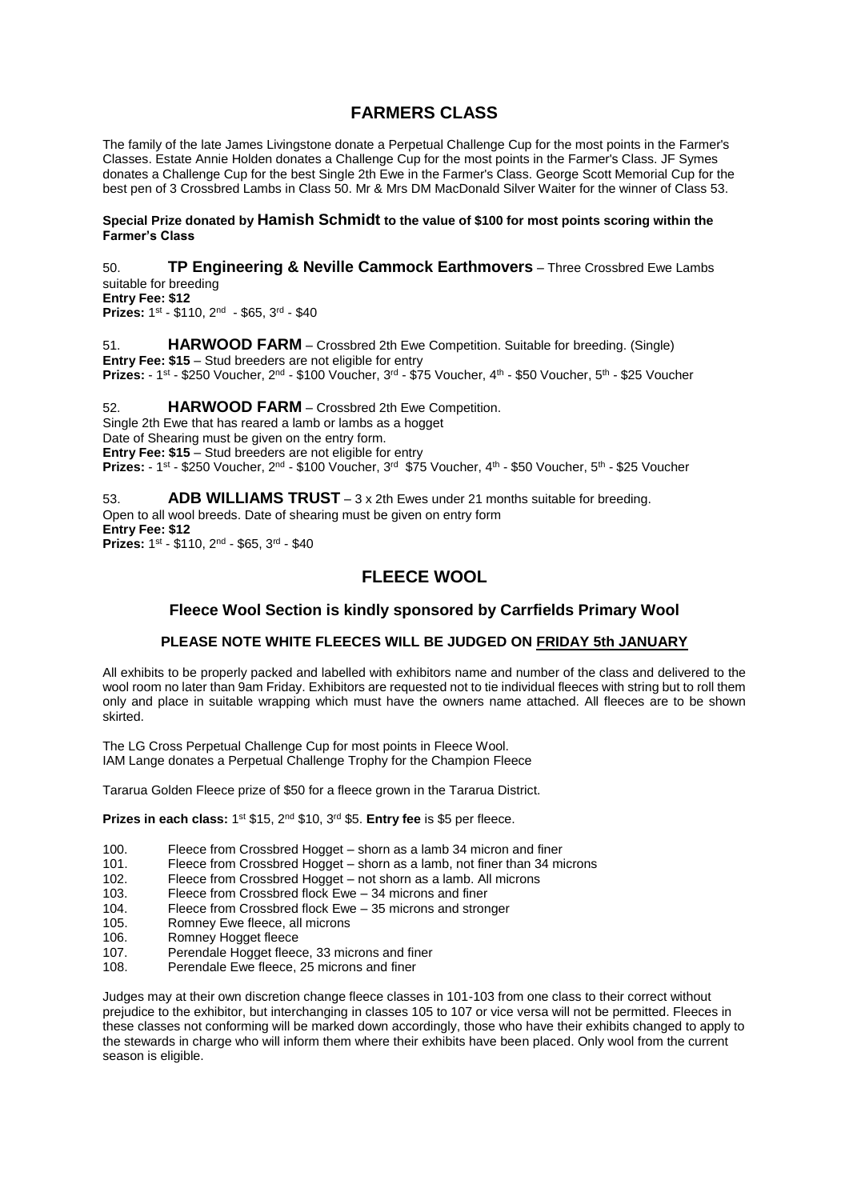# FARMERS CLASS

The family of the late James Livingstone donate a Perpetual Challenge Cup for the most points in the Farmer's Classes. Estate Annie Holden donates a Challenge Cup for the most points in the Farmer's Class. JF Symes donates a Challenge Cup for the best Single 2th Ewe in the Farmer's Class. George Scott Memorial Cup for the best pen of 3 Crossbred Lambs in Class 50. Mr & Mrs DM MacDonald Silver Waiter for the winner of Class 53.

**Special Prize donated by Hamish Schmidt to the value of $100 for most points scoring within the Farmer's Class**

50. **TP Engineering & Neville Cammock Earthmovers** – Three Crossbred Ewe Lambs suitable for breeding
**Entry Fee: $12**
**Prizes:** 1st - $110, 2nd - $65, 3rd - $40

51. **HARWOOD FARM** – Crossbred 2th Ewe Competition. Suitable for breeding. (Single)
**Entry Fee: $15** – Stud breeders are not eligible for entry
**Prizes:** - 1st - $250 Voucher, 2nd - $100 Voucher, 3rd - $75 Voucher, 4th - $50 Voucher, 5th - $25 Voucher

52. **HARWOOD FARM** – Crossbred 2th Ewe Competition.
Single 2th Ewe that has reared a lamb or lambs as a hogget
Date of Shearing must be given on the entry form.
**Entry Fee: $15** – Stud breeders are not eligible for entry
**Prizes:** - 1st - $250 Voucher, 2nd - $100 Voucher, 3rd $75 Voucher, 4th - $50 Voucher, 5th - $25 Voucher

53. **ADB WILLIAMS TRUST** – 3 x 2th Ewes under 21 months suitable for breeding.
Open to all wool breeds. Date of shearing must be given on entry form
**Entry Fee: $12**
**Prizes:** 1st - $110, 2nd - $65, 3rd - $40

# FLEECE WOOL

### Fleece Wool Section is kindly sponsored by Carrfields Primary Wool

#### PLEASE NOTE WHITE FLEECES WILL BE JUDGED ON FRIDAY 5th JANUARY

All exhibits to be properly packed and labelled with exhibitors name and number of the class and delivered to the wool room no later than 9am Friday. Exhibitors are requested not to tie individual fleeces with string but to roll them only and place in suitable wrapping which must have the owners name attached. All fleeces are to be shown skirted.

The LG Cross Perpetual Challenge Cup for most points in Fleece Wool.
IAM Lange donates a Perpetual Challenge Trophy for the Champion Fleece

Tararua Golden Fleece prize of $50 for a fleece grown in the Tararua District.

**Prizes in each class:** 1st $15, 2nd $10, 3rd $5. **Entry fee** is $5 per fleece.

100. Fleece from Crossbred Hogget – shorn as a lamb 34 micron and finer
101. Fleece from Crossbred Hogget – shorn as a lamb, not finer than 34 microns
102. Fleece from Crossbred Hogget – not shorn as a lamb. All microns
103. Fleece from Crossbred flock Ewe – 34 microns and finer
104. Fleece from Crossbred flock Ewe – 35 microns and stronger
105. Romney Ewe fleece, all microns
106. Romney Hogget fleece
107. Perendale Hogget fleece, 33 microns and finer
108. Perendale Ewe fleece, 25 microns and finer

Judges may at their own discretion change fleece classes in 101-103 from one class to their correct without prejudice to the exhibitor, but interchanging in classes 105 to 107 or vice versa will not be permitted. Fleeces in these classes not conforming will be marked down accordingly, those who have their exhibits changed to apply to the stewards in charge who will inform them where their exhibits have been placed. Only wool from the current season is eligible.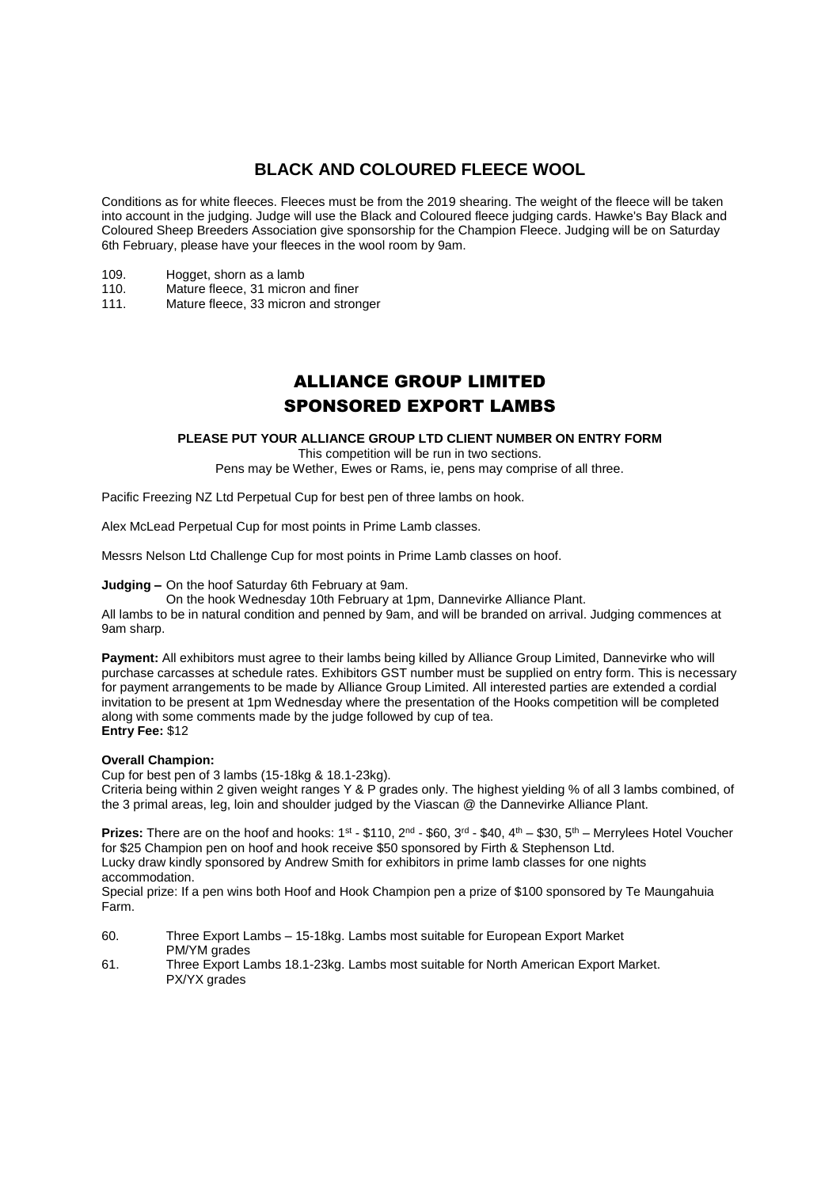## BLACK AND COLOURED FLEECE WOOL

Conditions as for white fleeces. Fleeces must be from the 2019 shearing. The weight of the fleece will be taken into account in the judging. Judge will use the Black and Coloured fleece judging cards. Hawke's Bay Black and Coloured Sheep Breeders Association give sponsorship for the Champion Fleece. Judging will be on Saturday 6th February, please have your fleeces in the wool room by 9am.

109. Hogget, shorn as a lamb
110. Mature fleece, 31 micron and finer
111. Mature fleece, 33 micron and stronger

## ALLIANCE GROUP LIMITED SPONSORED EXPORT LAMBS

**PLEASE PUT YOUR ALLIANCE GROUP LTD CLIENT NUMBER ON ENTRY FORM**

This competition will be run in two sections.

Pens may be Wether, Ewes or Rams, ie, pens may comprise of all three.

Pacific Freezing NZ Ltd Perpetual Cup for best pen of three lambs on hook.

Alex McLead Perpetual Cup for most points in Prime Lamb classes.

Messrs Nelson Ltd Challenge Cup for most points in Prime Lamb classes on hoof.

**Judging –** On the hoof Saturday 6th February at 9am.

On the hook Wednesday 10th February at 1pm, Dannevirke Alliance Plant.

All lambs to be in natural condition and penned by 9am, and will be branded on arrival. Judging commences at 9am sharp.

**Payment:** All exhibitors must agree to their lambs being killed by Alliance Group Limited, Dannevirke who will purchase carcasses at schedule rates. Exhibitors GST number must be supplied on entry form. This is necessary for payment arrangements to be made by Alliance Group Limited. All interested parties are extended a cordial invitation to be present at 1pm Wednesday where the presentation of the Hooks competition will be completed along with some comments made by the judge followed by cup of tea.

**Entry Fee:** $12

**Overall Champion:**

Cup for best pen of 3 lambs (15-18kg & 18.1-23kg).

Criteria being within 2 given weight ranges Y & P grades only. The highest yielding % of all 3 lambs combined, of the 3 primal areas, leg, loin and shoulder judged by the Viascan @ the Dannevirke Alliance Plant.

**Prizes:** There are on the hoof and hooks: 1st - $110, 2nd - $60, 3rd - $40, 4th – $30, 5th – Merrylees Hotel Voucher for $25 Champion pen on hoof and hook receive $50 sponsored by Firth & Stephenson Ltd.

Lucky draw kindly sponsored by Andrew Smith for exhibitors in prime lamb classes for one nights accommodation.

Special prize: If a pen wins both Hoof and Hook Champion pen a prize of $100 sponsored by Te Maungahuia Farm.

60. Three Export Lambs – 15-18kg. Lambs most suitable for European Export Market PM/YM grades
61. Three Export Lambs 18.1-23kg. Lambs most suitable for North American Export Market. PX/YX grades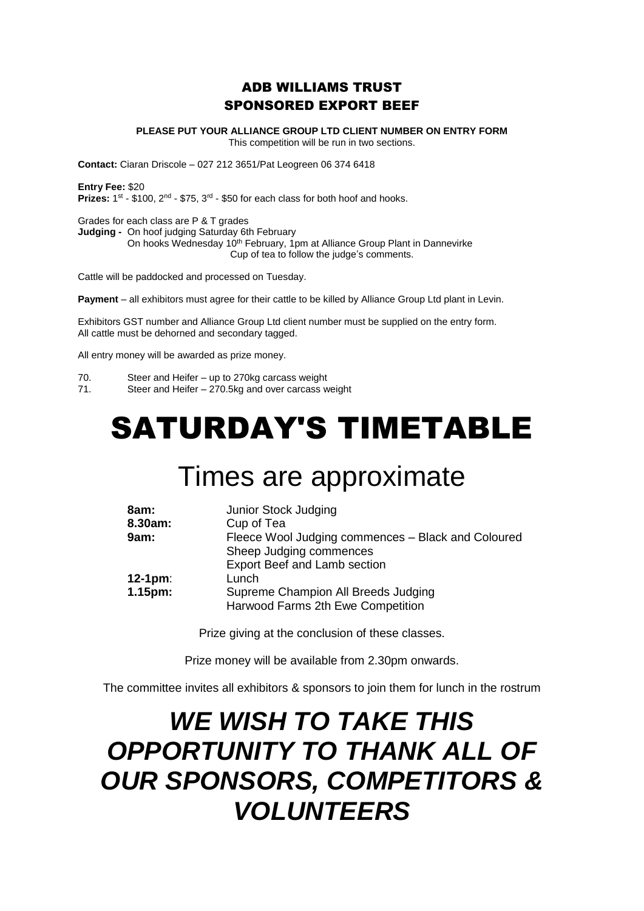# ADB WILLIAMS TRUST
# SPONSORED EXPORT BEEF

**PLEASE PUT YOUR ALLIANCE GROUP LTD CLIENT NUMBER ON ENTRY FORM**
This competition will be run in two sections.

**Contact:** Ciaran Driscole – 027 212 3651/Pat Leogreen 06 374 6418

**Entry Fee:** $20
**Prizes:** 1st - $100, 2nd - $75, 3rd - $50 for each class for both hoof and hooks.

Grades for each class are P & T grades
**Judging -** On hoof judging Saturday 6th February
On hooks Wednesday 10th February, 1pm at Alliance Group Plant in Dannevirke
Cup of tea to follow the judge's comments.

Cattle will be paddocked and processed on Tuesday.

**Payment** – all exhibitors must agree for their cattle to be killed by Alliance Group Ltd plant in Levin.

Exhibitors GST number and Alliance Group Ltd client number must be supplied on the entry form.
All cattle must be dehorned and secondary tagged.

All entry money will be awarded as prize money.

70. Steer and Heifer – up to 270kg carcass weight
71. Steer and Heifer – 270.5kg and over carcass weight

# SATURDAY'S TIMETABLE

## Times are approximate

| | |
|---|---|
| **8am:** | Junior Stock Judging |
| **8.30am:** | Cup of Tea |
| **9am:** | Fleece Wool Judging commences – Black and Coloured<br>Sheep Judging commences<br>Export Beef and Lamb section |
| **12-1pm**: | Lunch |
| **1.15pm:** | Supreme Champion All Breeds Judging<br>Harwood Farms 2th Ewe Competition |

Prize giving at the conclusion of these classes.

Prize money will be available from 2.30pm onwards.

The committee invites all exhibitors & sponsors to join them for lunch in the rostrum

***WE WISH TO TAKE THIS OPPORTUNITY TO THANK ALL OF OUR SPONSORS, COMPETITORS & VOLUNTEERS***